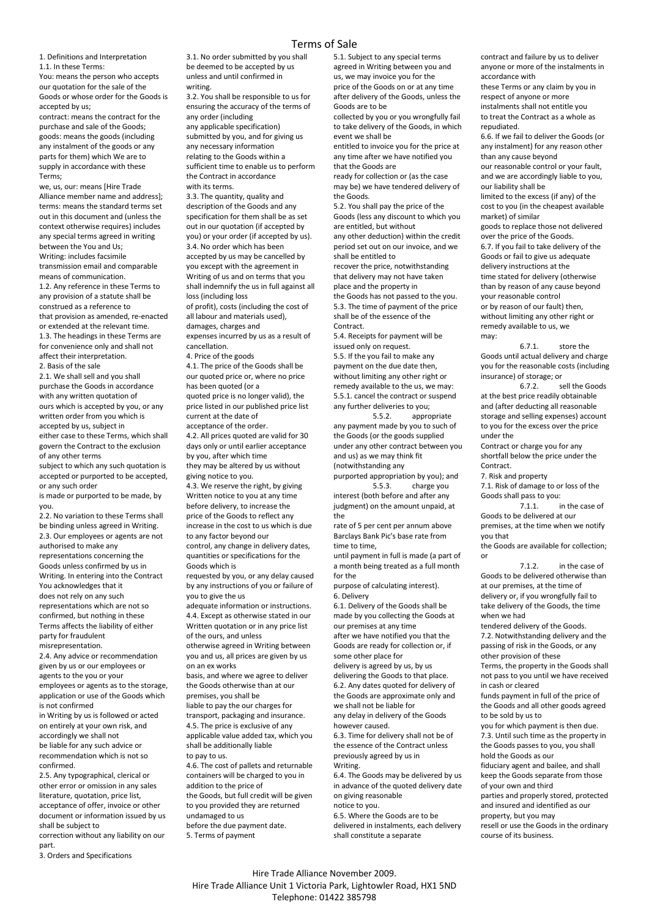# Terms of Sale

1. Definitions and Interpretation

1.1. In these Terms:

You: means the person who accepts our quotation for the sale of the Goods or whose order for the Goods is accepted by us;

contract: means the contract for the purchase and sale of the Goods;

goods: means the goods (including any instalment of the goods or any parts for them) which We are to supply in accordance with these Terms;

we, us, our: means [Hire Trade Alliance member name and address];

terms: means the standard terms set out in this document and (unless the context otherwise requires) includes any special terms agreed in writing between the You and Us;

Writing: includes facsimile transmission email and comparable means of communication.

1.2. Any reference in these Terms to any provision of a statute shall be construed as a reference to that provision as amended, re-enacted or extended at the relevant time.

1.3. The headings in these Terms are for convenience only and shall not affect their interpretation.

2. Basis of the sale

2.1. We shall sell and you shall purchase the Goods in accordance with any written quotation of ours which is accepted by you, or any written order from you which is accepted by us, subject in either case to these Terms, which shall govern the Contract to the exclusion of any other terms subject to which any such quotation is accepted or purported to be accepted, or any such order is made or purported to be made, by you.

2.2. No variation to these Terms shall be binding unless agreed in Writing.

2.3. Our employees or agents are not authorised to make any representations concerning the Goods unless confirmed by us in Writing. In entering into the Contract You acknowledges that it does not rely on any such representations which are not so confirmed, but nothing in these Terms affects the liability of either party for fraudulent misrepresentation.

2.4. Any advice or recommendation given by us or our employees or agents to the you or your employees or agents as to the storage, application or use of the Goods which is not confirmed in Writing by us is followed or acted on entirely at your own risk, and accordingly we shall not be liable for any such advice or recommendation which is not so confirmed.

2.5. Any typographical, clerical or other error or omission in any sales literature, quotation, price list, acceptance of offer, invoice or other document or information issued by us shall be subject to correction without any liability on our part.

3. Orders and Specifications

3.1. No order submitted by you shall be deemed to be accepted by us unless and until confirmed in writing.

3.2. You shall be responsible to us for ensuring the accuracy of the terms of any order (including any applicable specification) submitted by you, and for giving us any necessary information relating to the Goods within a sufficient time to enable us to perform the Contract in accordance with its terms.

3.3. The quantity, quality and description of the Goods and any specification for them shall be as set out in our quotation (if accepted by you) or your order (if accepted by us).

3.4. No order which has been accepted by us may be cancelled by you except with the agreement in Writing of us and on terms that you shall indemnify the us in full against all loss (including loss of profit), costs (including the cost of all labour and materials used), damages, charges and expenses incurred by us as a result of cancellation.

4. Price of the goods

4.1. The price of the Goods shall be our quoted price or, where no price has been quoted (or a quoted price is no longer valid), the price listed in our published price list current at the date of acceptance of the order.

4.2. All prices quoted are valid for 30 days only or until earlier acceptance by you, after which time they may be altered by us without giving notice to you.

4.3. We reserve the right, by giving Written notice to you at any time before delivery, to increase the price of the Goods to reflect any increase in the cost to us which is due to any factor beyond our control, any change in delivery dates, quantities or specifications for the Goods which is requested by you, or any delay caused by any instructions of you or failure of you to give the us adequate information or instructions.

4.4. Except as otherwise stated in our Written quotation or in any price list of the ours, and unless otherwise agreed in Writing between you and us, all prices are given by us on an ex works basis, and where we agree to deliver the Goods otherwise than at our premises, you shall be liable to pay the our charges for transport, packaging and insurance.

4.5. The price is exclusive of any applicable value added tax, which you shall be additionally liable to pay to us.

4.6. The cost of pallets and returnable containers will be charged to you in addition to the price of the Goods, but full credit will be given to you provided they are returned undamaged to us before the due payment date.

5. Terms of payment

5.1. Subject to any special terms agreed in Writing between you and us, we may invoice you for the price of the Goods on or at any time after delivery of the Goods, unless the Goods are to be collected by you or you wrongfully fail to take delivery of the Goods, in which event we shall be entitled to invoice you for the price at any time after we have notified you that the Goods are ready for collection or (as the case may be) we have tendered delivery of the Goods.

5.2. You shall pay the price of the Goods (less any discount to which you are entitled, but without any other deduction) within the credit period set out on our invoice, and we shall be entitled to recover the price, notwithstanding that delivery may not have taken place and the property in the Goods has not passed to the you.

5.3. The time of payment of the price shall be of the essence of the Contract.

5.4. Receipts for payment will be issued only on request.

5.5. If the you fail to make any payment on the due date then, without limiting any other right or remedy available to the us, we may:

5.5.1. cancel the contract or suspend any further deliveries to you;

5.5.2. appropriate any payment made by you to such of the Goods (or the goods supplied under any other contract between you and us) as we may think fit (notwithstanding any purported appropriation by you); and

5.5.3. charge you interest (both before and after any judgment) on the amount unpaid, at the rate of 5 per cent per annum above Barclays Bank Pic's base rate from time to time, until payment in full is made (a part of a month being treated as a full month for the purpose of calculating interest).

6. Delivery

6.1. Delivery of the Goods shall be made by you collecting the Goods at our premises at any time after we have notified you that the Goods are ready for collection or, if some other place for delivery is agreed by us, by us delivering the Goods to that place.

6.2. Any dates quoted for delivery of the Goods are approximate only and we shall not be liable for any delay in delivery of the Goods however caused.

6.3. Time for delivery shall not be of the essence of the Contract unless previously agreed by us in Writing.

6.4. The Goods may be delivered by us in advance of the quoted delivery date on giving reasonable notice to you.

6.5. Where the Goods are to be delivered in instalments, each delivery shall constitute a separate contract and failure by us to deliver anyone or more of the instalments in accordance with these Terms or any claim by you in respect of anyone or more instalments shall not entitle you to treat the Contract as a whole as repudiated.

6.6. If we fail to deliver the Goods (or any instalment) for any reason other than any cause beyond our reasonable control or your fault, and we are accordingly liable to you, our liability shall be limited to the excess (if any) of the cost to you (in the cheapest available market) of similar goods to replace those not delivered over the price of the Goods.

6.7. If you fail to take delivery of the Goods or fail to give us adequate delivery instructions at the time stated for delivery (otherwise than by reason of any cause beyond your reasonable control or by reason of our fault) then, without limiting any other right or remedy available to us, we may:

6.7.1. store the Goods until actual delivery and charge you for the reasonable costs (including insurance) of storage; or

6.7.2. sell the Goods at the best price readily obtainable and (after deducting all reasonable storage and selling expenses) account to you for the excess over the price under the Contract or charge you for any shortfall below the price under the Contract.

7. Risk and property

7.1. Risk of damage to or loss of the Goods shall pass to you:

7.1.1. in the case of Goods to be delivered at our premises, at the time when we notify you that the Goods are available for collection; or

7.1.2. in the case of Goods to be delivered otherwise than at our premises, at the time of delivery or, if you wrongfully fail to take delivery of the Goods, the time when we had tendered delivery of the Goods.

7.2. Notwithstanding delivery and the passing of risk in the Goods, or any other provision of these Terms, the property in the Goods shall not pass to you until we have received in cash or cleared funds payment in full of the price of the Goods and all other goods agreed to be sold by us to you for which payment is then due.

7.3. Until such time as the property in the Goods passes to you, you shall hold the Goods as our fiduciary agent and bailee, and shall keep the Goods separate from those of your own and third parties and properly stored, protected and insured and identified as our property, but you may resell or use the Goods in the ordinary course of its business.

Hire Trade Alliance November 2009.
Hire Trade Alliance Unit 1 Victoria Park, Lightowler Road, HX1 5ND
Telephone: 01422 385798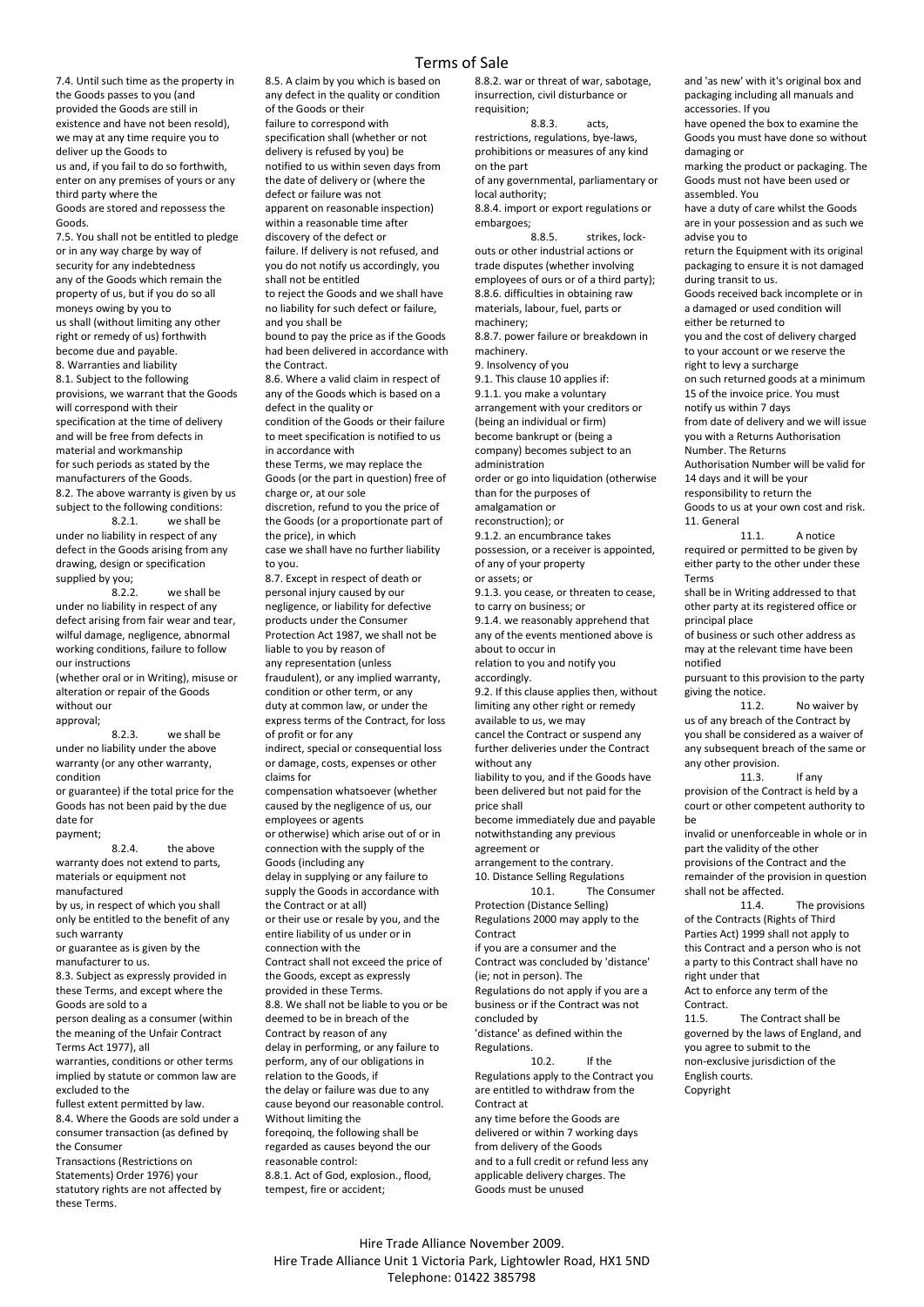# Terms of Sale

7.4. Until such time as the property in the Goods passes to you (and provided the Goods are still in existence and have not been resold), we may at any time require you to deliver up the Goods to us and, if you fail to do so forthwith, enter on any premises of yours or any third party where the Goods are stored and repossess the Goods.

7.5. You shall not be entitled to pledge or in any way charge by way of security for any indebtedness any of the Goods which remain the property of us, but if you do so all moneys owing by you to us shall (without limiting any other right or remedy of us) forthwith become due and payable.

8. Warranties and liability

8.1. Subject to the following provisions, we warrant that the Goods will correspond with their specification at the time of delivery and will be free from defects in material and workmanship for such periods as stated by the manufacturers of the Goods.

8.2. The above warranty is given by us subject to the following conditions:

8.2.1. we shall be under no liability in respect of any defect in the Goods arising from any drawing, design or specification supplied by you;

8.2.2. we shall be under no liability in respect of any defect arising from fair wear and tear, wilful damage, negligence, abnormal working conditions, failure to follow our instructions (whether oral or in Writing), misuse or alteration or repair of the Goods without our approval;

8.2.3. we shall be under no liability under the above warranty (or any other warranty, condition or guarantee) if the total price for the Goods has not been paid by the due date for payment;

8.2.4. the above warranty does not extend to parts, materials or equipment not manufactured by us, in respect of which you shall only be entitled to the benefit of any such warranty or guarantee as is given by the manufacturer to us.

8.3. Subject as expressly provided in these Terms, and except where the Goods are sold to a person dealing as a consumer (within the meaning of the Unfair Contract Terms Act 1977), all warranties, conditions or other terms implied by statute or common law are excluded to the fullest extent permitted by law.

8.4. Where the Goods are sold under a consumer transaction (as defined by the Consumer Transactions (Restrictions on Statements) Order 1976) your statutory rights are not affected by these Terms.

8.5. A claim by you which is based on any defect in the quality or condition of the Goods or their failure to correspond with specification shall (whether or not delivery is refused by you) be notified to us within seven days from the date of delivery or (where the defect or failure was not apparent on reasonable inspection) within a reasonable time after discovery of the defect or failure. If delivery is not refused, and you do not notify us accordingly, you shall not be entitled to reject the Goods and we shall have no liability for such defect or failure, and you shall be bound to pay the price as if the Goods had been delivered in accordance with the Contract.

8.6. Where a valid claim in respect of any of the Goods which is based on a defect in the quality or condition of the Goods or their failure to meet specification is notified to us in accordance with these Terms, we may replace the Goods (or the part in question) free of charge or, at our sole discretion, refund to you the price of the Goods (or a proportionate part of the price), in which case we shall have no further liability to you.

8.7. Except in respect of death or personal injury caused by our negligence, or liability for defective products under the Consumer Protection Act 1987, we shall not be liable to you by reason of any representation (unless fraudulent), or any implied warranty, condition or other term, or any duty at common law, or under the express terms of the Contract, for loss of profit or for any indirect, special or consequential loss or damage, costs, expenses or other claims for compensation whatsoever (whether caused by the negligence of us, our employees or agents or otherwise) which arise out of or in connection with the supply of the Goods (including any delay in supplying or any failure to supply the Goods in accordance with the Contract or at all) or their use or resale by you, and the entire liability of us under or in connection with the Contract shall not exceed the price of the Goods, except as expressly provided in these Terms.

8.8. We shall not be liable to you or be deemed to be in breach of the Contract by reason of any delay in performing, or any failure to perform, any of our obligations in relation to the Goods, if the delay or failure was due to any cause beyond our reasonable control. Without limiting the foreqoinq, the following shall be regarded as causes beyond the our reasonable control:

8.8.1. Act of God, explosion., flood, tempest, fire or accident;

8.8.2. war or threat of war, sabotage, insurrection, civil disturbance or requisition;

8.8.3. acts, restrictions, regulations, bye-laws, prohibitions or measures of any kind on the part of any governmental, parliamentary or local authority;

8.8.4. import or export regulations or embargoes;

8.8.5. strikes, lock-outs or other industrial actions or trade disputes (whether involving employees of ours or of a third party);

8.8.6. difficulties in obtaining raw materials, labour, fuel, parts or machinery;

8.8.7. power failure or breakdown in machinery.

9. Insolvency of you

9.1. This clause 10 applies if:

9.1.1. you make a voluntary arrangement with your creditors or (being an individual or firm) become bankrupt or (being a company) becomes subject to an administration order or go into liquidation (otherwise than for the purposes of amalgamation or reconstruction); or

9.1.2. an encumbrance takes possession, or a receiver is appointed, of any of your property or assets; or

9.1.3. you cease, or threaten to cease, to carry on business; or

9.1.4. we reasonably apprehend that any of the events mentioned above is about to occur in relation to you and notify you accordingly.

9.2. If this clause applies then, without limiting any other right or remedy available to us, we may cancel the Contract or suspend any further deliveries under the Contract without any liability to you, and if the Goods have been delivered but not paid for the price shall become immediately due and payable notwithstanding any previous agreement or arrangement to the contrary.

10. Distance Selling Regulations

10.1. The Consumer Protection (Distance Selling) Regulations 2000 may apply to the Contract if you are a consumer and the Contract was concluded by 'distance' (ie; not in person). The Regulations do not apply if you are a business or if the Contract was not concluded by 'distance' as defined within the Regulations.

10.2. If the Regulations apply to the Contract you are entitled to withdraw from the Contract at any time before the Goods are delivered or within 7 working days from delivery of the Goods and to a full credit or refund less any applicable delivery charges. The Goods must be unused and 'as new' with it's original box and packaging including all manuals and accessories. If you have opened the box to examine the Goods you must have done so without damaging or marking the product or packaging. The Goods must not have been used or assembled. You have a duty of care whilst the Goods are in your possession and as such we advise you to return the Equipment with its original packaging to ensure it is not damaged during transit to us. Goods received back incomplete or in a damaged or used condition will either be returned to you and the cost of delivery charged to your account or we reserve the right to levy a surcharge on such returned goods at a minimum 15 of the invoice price. You must notify us within 7 days from date of delivery and we will issue you with a Returns Authorisation Number. The Returns Authorisation Number will be valid for 14 days and it will be your responsibility to return the Goods to us at your own cost and risk.

11. General

11.1. A notice required or permitted to be given by either party to the other under these Terms shall be in Writing addressed to that other party at its registered office or principal place of business or such other address as may at the relevant time have been notified pursuant to this provision to the party giving the notice.

11.2. No waiver by us of any breach of the Contract by you shall be considered as a waiver of any subsequent breach of the same or any other provision.

11.3. If any provision of the Contract is held by a court or other competent authority to be invalid or unenforceable in whole or in part the validity of the other provisions of the Contract and the remainder of the provision in question shall not be affected.

11.4. The provisions of the Contracts (Rights of Third Parties Act) 1999 shall not apply to this Contract and a person who is not a party to this Contract shall have no right under that Act to enforce any term of the Contract.

11.5. The Contract shall be governed by the laws of England, and you agree to submit to the non-exclusive jurisdiction of the English courts.

Copyright

Hire Trade Alliance November 2009.
Hire Trade Alliance Unit 1 Victoria Park, Lightowler Road, HX1 5ND
Telephone: 01422 385798